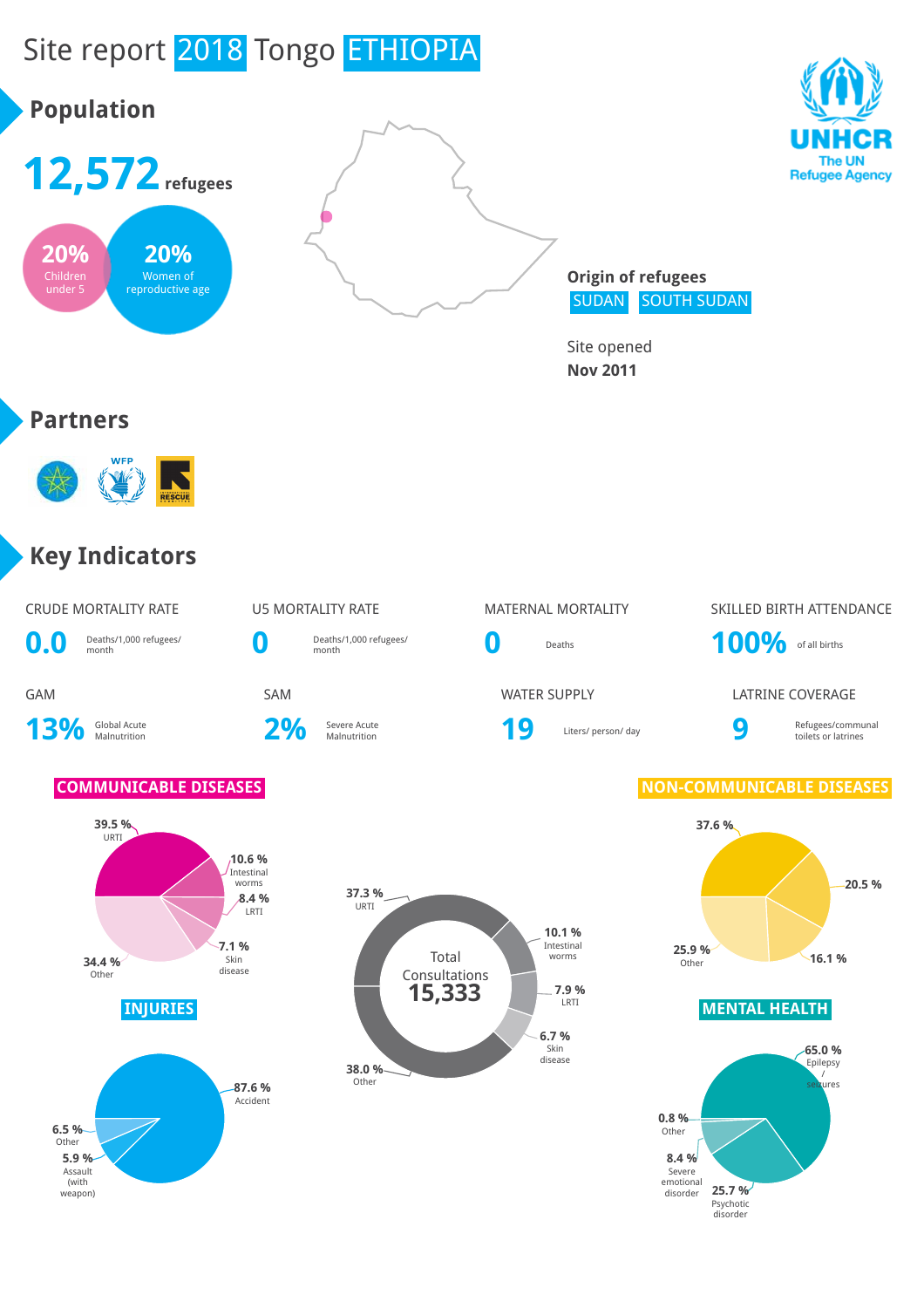# Site report 2018 Tongo ETHIOPIA

UNHCR
The UN Refugee Agency

## Population

**12,572** refugees

**20%** Children under 5

**20%** Women of reproductive age

**Origin of refugees**
SUDAN SOUTH SUDAN

Site opened
**Nov 2011**

## Partners

## Key Indicators

| Indicator | Value | Unit |
|---|---|---|
| CRUDE MORTALITY RATE | 0.0 | Deaths/1,000 refugees/ month |
| U5 MORTALITY RATE | 0 | Deaths/1,000 refugees/ month |
| MATERNAL MORTALITY | 0 | Deaths |
| SKILLED BIRTH ATTENDANCE | 100% | of all births |
| GAM | 13% | Global Acute Malnutrition |
| SAM | 2% | Severe Acute Malnutrition |
| WATER SUPPLY | 19 | Liters/ person/ day |
| LATRINE COVERAGE | 9 | Refugees/communal toilets or latrines |

### COMMUNICABLE DISEASES

- 39.5 % URTI
- 10.6 % Intestinal worms
- 8.4 % LRTI
- 7.1 % Skin disease
- 34.4 % Other

### Total Consultations 15,333

- 37.3 % URTI
- 10.1 % Intestinal worms
- 7.9 % LRTI
- 6.7 % Skin disease
- 38.0 % Other

### NON-COMMUNICABLE DISEASES

- 37.6 %
- 20.5 %
- 16.1 %
- 25.9 % Other

### INJURIES

- 87.6 % Accident
- 6.5 % Other
- 5.9 % Assault (with weapon)

### MENTAL HEALTH

- 65.0 % Epilepsy / seizures
- 0.8 % Other
- 8.4 % Severe emotional disorder
- 25.7 % Psychotic disorder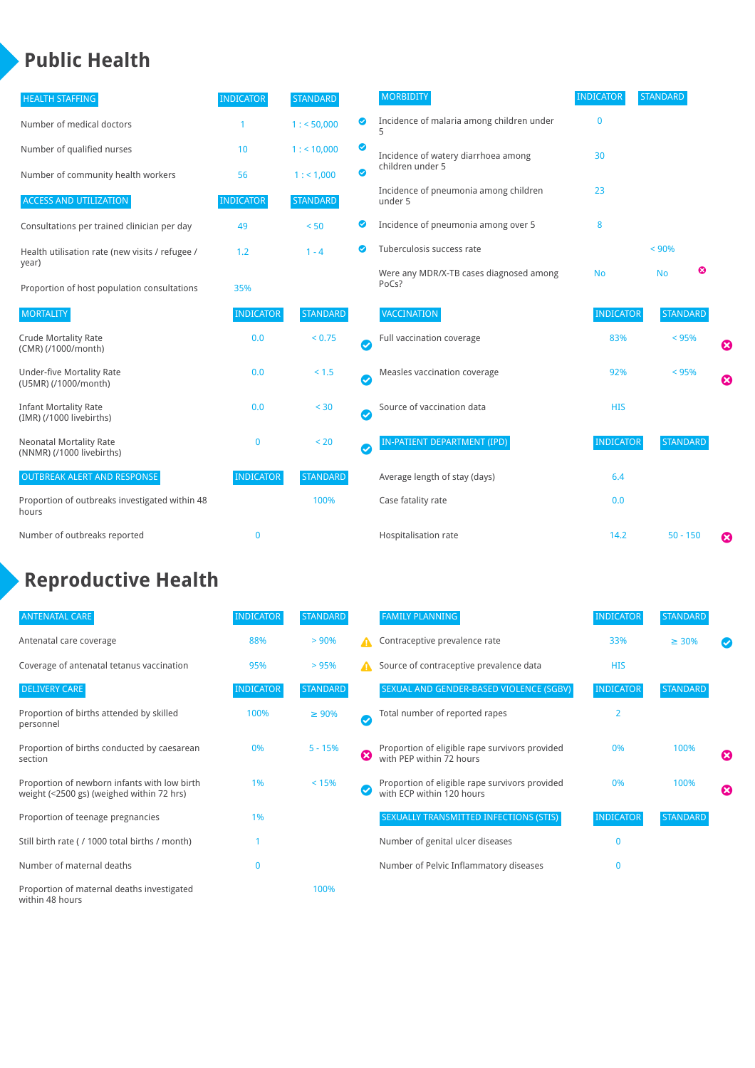# Public Health

| HEALTH STAFFING | INDICATOR | STANDARD | |
|---|---|---|---|
| Number of medical doctors | 1 | 1 : < 50,000 | ✔ |
| Number of qualified nurses | 10 | 1 : < 10,000 | ✔ |
| Number of community health workers | 56 | 1 : < 1,000 | ✔ |

| ACCESS AND UTILIZATION | INDICATOR | STANDARD | |
|---|---|---|---|
| Consultations per trained clinician per day | 49 | < 50 | ✔ |
| Health utilisation rate (new visits / refugee / year) | 1.2 | 1 - 4 | ✔ |
| Proportion of host population consultations | 35% | | |

| MORTALITY | INDICATOR | STANDARD | |
|---|---|---|---|
| Crude Mortality Rate (CMR) (/1000/month) | 0.0 | < 0.75 | ✔ |
| Under-five Mortality Rate (U5MR) (/1000/month) | 0.0 | < 1.5 | ✔ |
| Infant Mortality Rate (IMR) (/1000 livebirths) | 0.0 | < 30 | ✔ |
| Neonatal Mortality Rate (NNMR) (/1000 livebirths) | 0 | < 20 | ✔ |

| OUTBREAK ALERT AND RESPONSE | INDICATOR | STANDARD |
|---|---|---|
| Proportion of outbreaks investigated within 48 hours | | 100% |
| Number of outbreaks reported | 0 | |

| MORBIDITY | INDICATOR | STANDARD | |
|---|---|---|---|
| Incidence of malaria among children under 5 | 0 | | |
| Incidence of watery diarrhoea among children under 5 | 30 | | |
| Incidence of pneumonia among children under 5 | 23 | | |
| Incidence of pneumonia among over 5 | 8 | | |
| Tuberculosis success rate | | < 90% | |
| Were any MDR/X-TB cases diagnosed among PoCs? | No | No | ✖ |

| VACCINATION | INDICATOR | STANDARD | |
|---|---|---|---|
| Full vaccination coverage | 83% | < 95% | ✖ |
| Measles vaccination coverage | 92% | < 95% | ✖ |
| Source of vaccination data | HIS | | |

| IN-PATIENT DEPARTMENT (IPD) | INDICATOR | STANDARD | |
|---|---|---|---|
| Average length of stay (days) | 6.4 | | |
| Case fatality rate | 0.0 | | |
| Hospitalisation rate | 14.2 | 50 - 150 | ✖ |

# Reproductive Health

| ANTENATAL CARE | INDICATOR | STANDARD | |
|---|---|---|---|
| Antenatal care coverage | 88% | > 90% | ⚠ |
| Coverage of antenatal tetanus vaccination | 95% | > 95% | ⚠ |

| DELIVERY CARE | INDICATOR | STANDARD | |
|---|---|---|---|
| Proportion of births attended by skilled personnel | 100% | ≥ 90% | ✔ |
| Proportion of births conducted by caesarean section | 0% | 5 - 15% | ✖ |
| Proportion of newborn infants with low birth weight (<2500 gs) (weighed within 72 hrs) | 1% | < 15% | ✔ |
| Proportion of teenage pregnancies | 1% | | |
| Still birth rate ( / 1000 total births / month) | 1 | | |
| Number of maternal deaths | 0 | | |
| Proportion of maternal deaths investigated within 48 hours | | 100% | |

| FAMILY PLANNING | INDICATOR | STANDARD | |
|---|---|---|---|
| Contraceptive prevalence rate | 33% | ≥ 30% | ✔ |
| Source of contraceptive prevalence data | HIS | | |

| SEXUAL AND GENDER-BASED VIOLENCE (SGBV) | INDICATOR | STANDARD | |
|---|---|---|---|
| Total number of reported rapes | 2 | | |
| Proportion of eligible rape survivors provided with PEP within 72 hours | 0% | 100% | ✖ |
| Proportion of eligible rape survivors provided with ECP within 120 hours | 0% | 100% | ✖ |

| SEXUALLY TRANSMITTED INFECTIONS (STIS) | INDICATOR | STANDARD |
|---|---|---|
| Number of genital ulcer diseases | 0 | |
| Number of Pelvic Inflammatory diseases | 0 | |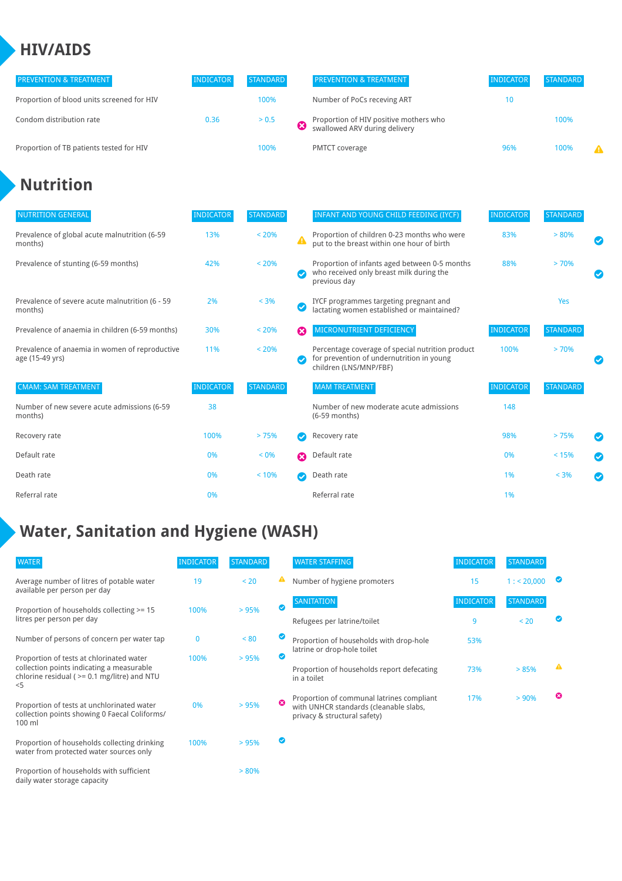# HIV/AIDS

| PREVENTION & TREATMENT | INDICATOR | STANDARD | |
|---|---|---|---|
| Proportion of blood units screened for HIV | | 100% | |
| Condom distribution rate | 0.36 | > 0.5 | ✗ |
| Proportion of TB patients tested for HIV | | 100% | |

| PREVENTION & TREATMENT | INDICATOR | STANDARD | |
|---|---|---|---|
| Number of PoCs receving ART | 10 | | |
| Proportion of HIV positive mothers who swallowed ARV during delivery | | 100% | |
| PMTCT coverage | 96% | 100% | ⚠ |

# Nutrition

| NUTRITION GENERAL | INDICATOR | STANDARD | |
|---|---|---|---|
| Prevalence of global acute malnutrition (6-59 months) | 13% | < 20% | ⚠ |
| Prevalence of stunting (6-59 months) | 42% | < 20% | ✓ |
| Prevalence of severe acute malnutrition (6 - 59 months) | 2% | < 3% | ✓ |
| Prevalence of anaemia in children (6-59 months) | 30% | < 20% | ✗ |
| Prevalence of anaemia in women of reproductive age (15-49 yrs) | 11% | < 20% | ✓ |

| INFANT AND YOUNG CHILD FEEDING (IYCF) | INDICATOR | STANDARD | |
|---|---|---|---|
| Proportion of children 0-23 months who were put to the breast within one hour of birth | 83% | > 80% | ✓ |
| Proportion of infants aged between 0-5 months who received only breast milk during the previous day | 88% | > 70% | ✓ |
| IYCF programmes targeting pregnant and lactating women established or maintained? | | Yes | |

| MICRONUTRIENT DEFICIENCY | INDICATOR | STANDARD | |
|---|---|---|---|
| Percentage coverage of special nutrition product for prevention of undernutrition in young children (LNS/MNP/FBF) | 100% | > 70% | ✓ |

| CMAM: SAM TREATMENT | INDICATOR | STANDARD | |
|---|---|---|---|
| Number of new severe acute admissions (6-59 months) | 38 | | |
| Recovery rate | 100% | > 75% | ✓ |
| Default rate | 0% | < 0% | ✗ |
| Death rate | 0% | < 10% | ✓ |
| Referral rate | 0% | | |

| MAM TREATMENT | INDICATOR | STANDARD | |
|---|---|---|---|
| Number of new moderate acute admissions (6-59 months) | 148 | | |
| Recovery rate | 98% | > 75% | ✓ |
| Default rate | 0% | < 15% | ✓ |
| Death rate | 1% | < 3% | ✓ |
| Referral rate | 1% | | |

# Water, Sanitation and Hygiene (WASH)

| WATER | INDICATOR | STANDARD | |
|---|---|---|---|
| Average number of litres of potable water available per person per day | 19 | < 20 | ⚠ |
| Proportion of households collecting >= 15 litres per person per day | 100% | > 95% | ✓ |
| Number of persons of concern per water tap | 0 | < 80 | ✓ |
| Proportion of tests at chlorinated water collection points indicating a measurable chlorine residual ( >= 0.1 mg/litre) and NTU <5 | 100% | > 95% | ✓ |
| Proportion of tests at unchlorinated water collection points showing 0 Faecal Coliforms/ 100 ml | 0% | > 95% | ✗ |
| Proportion of households collecting drinking water from protected water sources only | 100% | > 95% | ✓ |
| Proportion of households with sufficient daily water storage capacity | | > 80% | |

| WATER STAFFING | INDICATOR | STANDARD | |
|---|---|---|---|
| Number of hygiene promoters | 15 | 1 : < 20,000 | ✓ |

| SANITATION | INDICATOR | STANDARD | |
|---|---|---|---|
| Refugees per latrine/toilet | 9 | < 20 | ✓ |
| Proportion of households with drop-hole latrine or drop-hole toilet | 53% | | |
| Proportion of households report defecating in a toilet | 73% | > 85% | ⚠ |
| Proportion of communal latrines compliant with UNHCR standards (cleanable slabs, privacy & structural safety) | 17% | > 90% | ✗ |